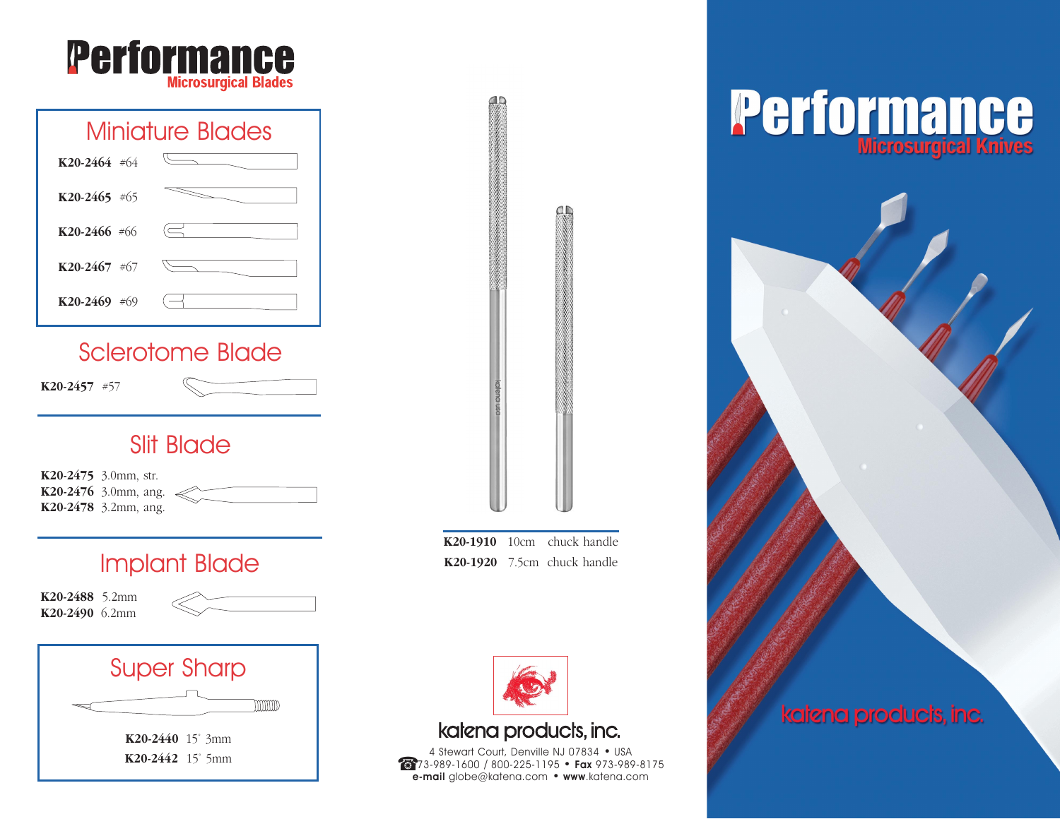# Performance
### Microsurgical Blades

## Miniature Blades

**K20-2464** #64

**K20-2465** #65

**K20-2466** #66

**K20-2467** #67

**K20-2469** #69

## Sclerotome Blade

**K20-2457** #57

## Slit Blade

**K20-2475** 3.0mm, str.
**K20-2476** 3.0mm, ang.
**K20-2478** 3.2mm, ang.

## Implant Blade

**K20-2488** 5.2mm
**K20-2490** 6.2mm

## Super Sharp

**K20-2440** 15˚ 3mm
**K20-2442** 15˚ 5mm

katena usa

| | | |
|---|---|---|
| **K20-1910** | 10cm | chuck handle |
| **K20-1920** | 7.5cm | chuck handle |

katena products, inc.

4 Stewart Court, Denville NJ 07834 • USA
973-989-1600 / 800-225-1195 • **Fax** 973-989-8175
**e-mail** globe@katena.com • **www**.katena.com

# Performance
### Microsurgical Knives

katena products, inc.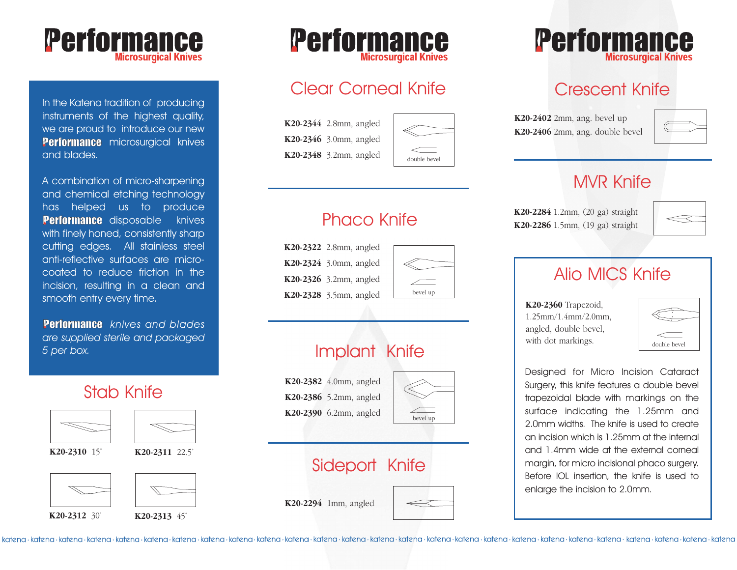# Performance

## Microsurgical Knives

In the Katena tradition of producing instruments of the highest quality, we are proud to introduce our new **Performance** microsurgical knives and blades.

A combination of micro-sharpening and chemical etching technology has helped us to produce **Performance** disposable knives with finely honed, consistently sharp cutting edges. All stainless steel anti-reflective surfaces are micro-coated to reduce friction in the incision, resulting in a clean and smooth entry every time.

***Performance** knives and blades are supplied sterile and packaged 5 per box.*

## Stab Knife

**K20-2310** 15˚

**K20-2311** 22.5˚

**K20-2312** 30˚

**K20-2313** 45˚

## Clear Corneal Knife

**K20-2344** 2.8mm, angled
**K20-2346** 3.0mm, angled
**K20-2348** 3.2mm, angled

double bevel

## Phaco Knife

**K20-2322** 2.8mm, angled
**K20-2324** 3.0mm, angled
**K20-2326** 3.2mm, angled
**K20-2328** 3.5mm, angled

bevel up

## Implant Knife

**K20-2382** 4.0mm, angled
**K20-2386** 5.2mm, angled
**K20-2390** 6.2mm, angled

bevel up

## Sideport Knife

**K20-2294** 1mm, angled

## Crescent Knife

**K20-2402** 2mm, ang. bevel up
**K20-2406** 2mm, ang. double bevel

## MVR Knife

**K20-2284** 1.2mm, (20 ga) straight
**K20-2286** 1.5mm, (19 ga) straight

## Alio MICS Knife

**K20-2360** Trapezoid, 1.25mm/1.4mm/2.0mm, angled, double bevel, with dot markings.

double bevel

Designed for Micro Incision Cataract Surgery, this knife features a double bevel trapezoidal blade with markings on the surface indicating the 1.25mm and 2.0mm widths. The knife is used to create an incision which is 1.25mm at the internal and 1.4mm wide at the external corneal margin, for micro incisional phaco surgery. Before IOL insertion, the knife is used to enlarge the incision to 2.0mm.

katena · katena · katena · katena · katena · katena · katena · katena · katena · katena · katena · katena · katena · katena · katena · katena · katena · katena · katena · katena · katena · katena · katena · katena · katena